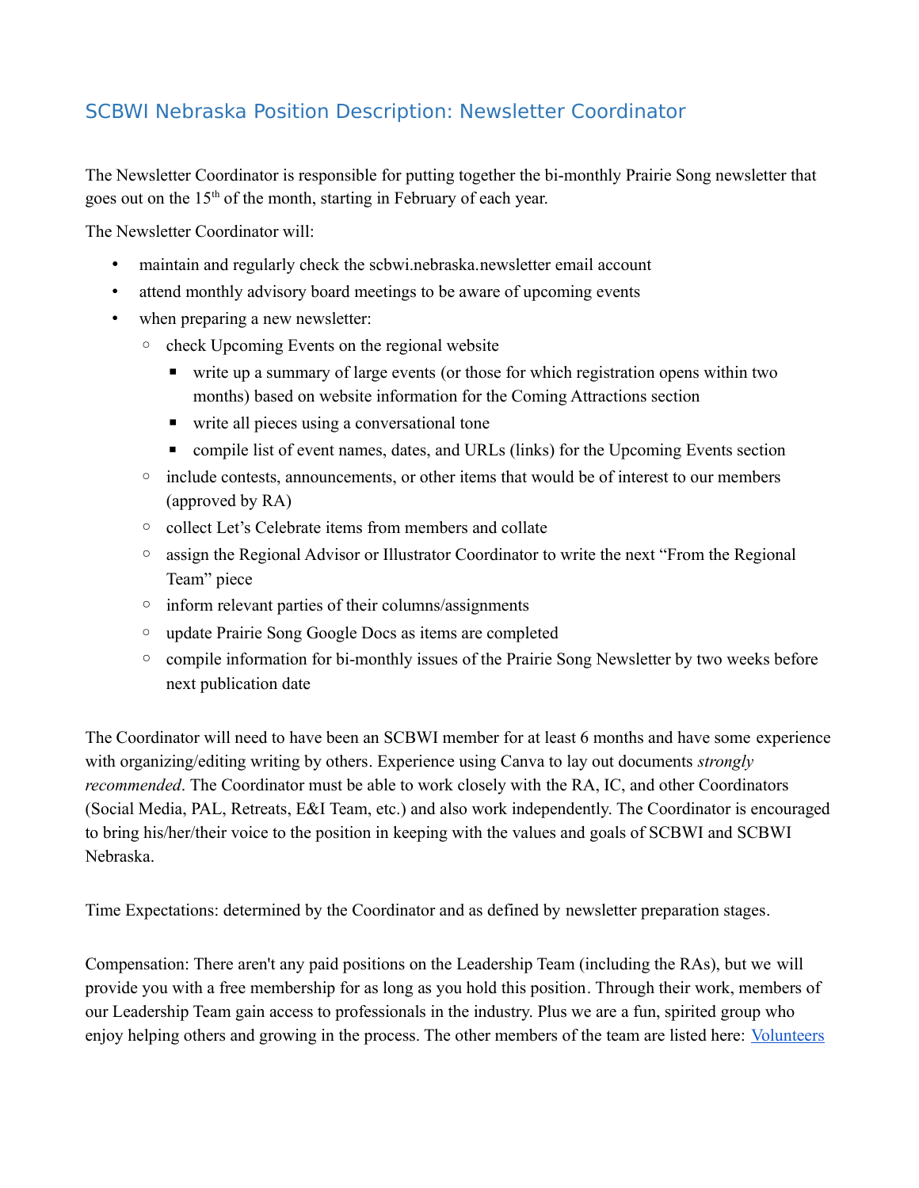## SCBWI Nebraska Position Description: Newsletter Coordinator

The Newsletter Coordinator is responsible for putting together the bi-monthly Prairie Song newsletter that goes out on the 15th of the month, starting in February of each year.

The Newsletter Coordinator will:

- maintain and regularly check the scbwi.nebraska.newsletter email account
- attend monthly advisory board meetings to be aware of upcoming events
- when preparing a new newsletter:
  - check Upcoming Events on the regional website
    - write up a summary of large events (or those for which registration opens within two months) based on website information for the Coming Attractions section
    - write all pieces using a conversational tone
    - compile list of event names, dates, and URLs (links) for the Upcoming Events section
  - include contests, announcements, or other items that would be of interest to our members (approved by RA)
  - collect Let's Celebrate items from members and collate
  - assign the Regional Advisor or Illustrator Coordinator to write the next "From the Regional Team" piece
  - inform relevant parties of their columns/assignments
  - update Prairie Song Google Docs as items are completed
  - compile information for bi-monthly issues of the Prairie Song Newsletter by two weeks before next publication date

The Coordinator will need to have been an SCBWI member for at least 6 months and have some experience with organizing/editing writing by others. Experience using Canva to lay out documents *strongly recommended*. The Coordinator must be able to work closely with the RA, IC, and other Coordinators (Social Media, PAL, Retreats, E&I Team, etc.) and also work independently. The Coordinator is encouraged to bring his/her/their voice to the position in keeping with the values and goals of SCBWI and SCBWI Nebraska.

Time Expectations: determined by the Coordinator and as defined by newsletter preparation stages.

Compensation: There aren't any paid positions on the Leadership Team (including the RAs), but we will provide you with a free membership for as long as you hold this position. Through their work, members of our Leadership Team gain access to professionals in the industry. Plus we are a fun, spirited group who enjoy helping others and growing in the process. The other members of the team are listed here: Volunteers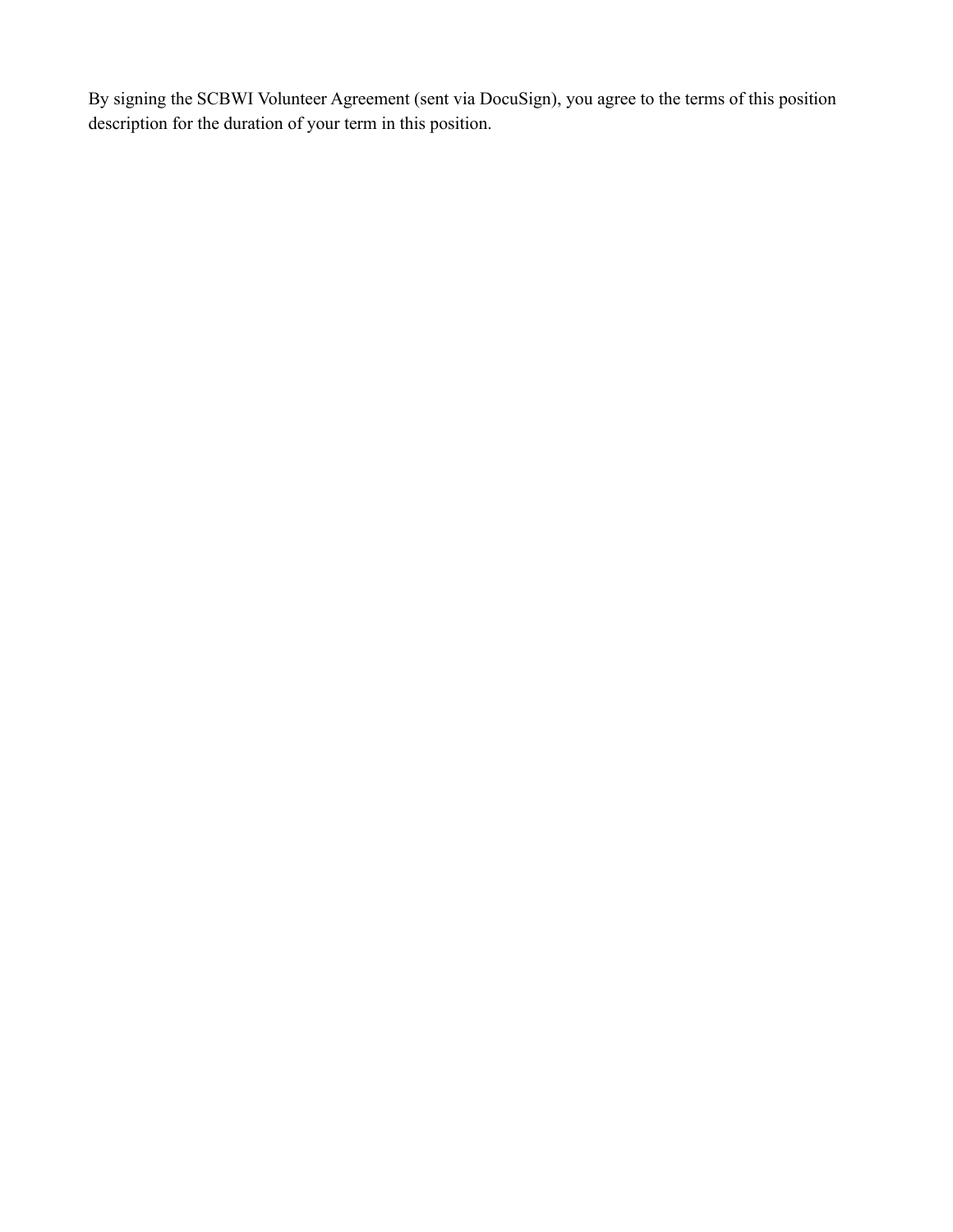By signing the SCBWI Volunteer Agreement (sent via DocuSign), you agree to the terms of this position description for the duration of your term in this position.